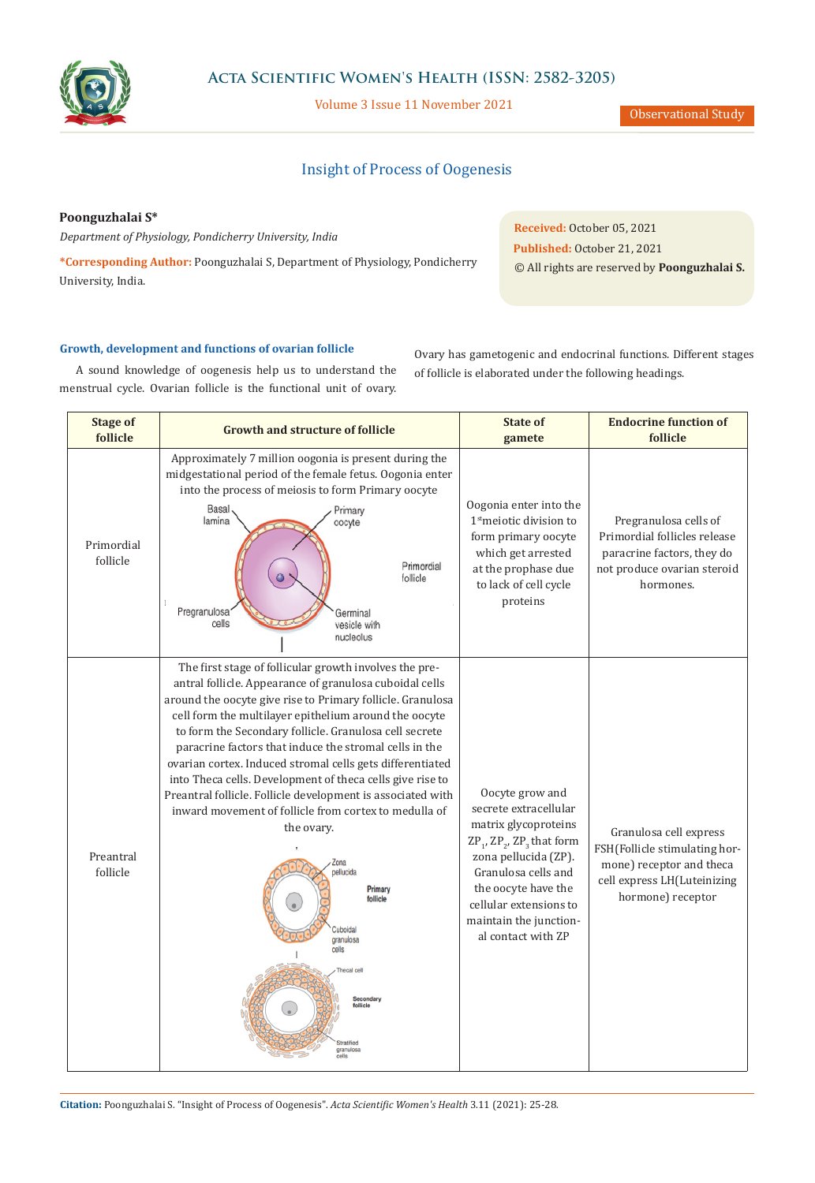Observational Study

# Insight of Process of Oogenesis

**Poonguzhalai S***

*Department of Physiology, Pondicherry University, India*

***Corresponding Author:** Poonguzhalai S, Department of Physiology, Pondicherry University, India.

**Received:** October 05, 2021
**Published:** October 21, 2021
© All rights are reserved by **Poonguzhalai S.**

### Growth, development and functions of ovarian follicle

A sound knowledge of oogenesis help us to understand the menstrual cycle. Ovarian follicle is the functional unit of ovary. Ovary has gametogenic and endocrinal functions. Different stages of follicle is elaborated under the following headings.

| Stage of follicle | Growth and structure of follicle | State of gamete | Endocrine function of follicle |
|---|---|---|---|
| Primordial follicle | Approximately 7 million oogonia is present during the midgestational period of the female fetus. Oogonia enter into the process of meiosis to form Primary oocyte<br>Basal lamina; Primary oocyte; Primordial follicle; Pregranulosa cells; Germinal vesicle with nucleolus | Oogonia enter into the 1st meiotic division to form primary oocyte which get arrested at the prophase due to lack of cell cycle proteins | Pregranulosa cells of Primordial follicles release paracrine factors, they do not produce ovarian steroid hormones. |
| Preantral follicle | The first stage of follicular growth involves the pre-antral follicle. Appearance of granulosa cuboidal cells around the oocyte give rise to Primary follicle. Granulosa cell form the multilayer epithelium around the oocyte to form the Secondary follicle. Granulosa cell secrete paracrine factors that induce the stromal cells in the ovarian cortex. Induced stromal cells gets differentiated into Theca cells. Development of theca cells give rise to Preantral follicle. Follicle development is associated with inward movement of follicle from cortex to medulla of the ovary.<br>Zona pellucida; Primary follicle; Cuboidal granulosa cells; Thecal cell; Secondary follicle; Stratified granulosa cells | Oocyte grow and secrete extracellular matrix glycoproteins $ZP_1$, $ZP_2$, $ZP_3$ that form zona pellucida (ZP). Granulosa cells and the oocyte have the cellular extensions to maintain the junctional contact with ZP | Granulosa cell express FSH(Follicle stimulating hormone) receptor and theca cell express LH(Luteinizing hormone) receptor |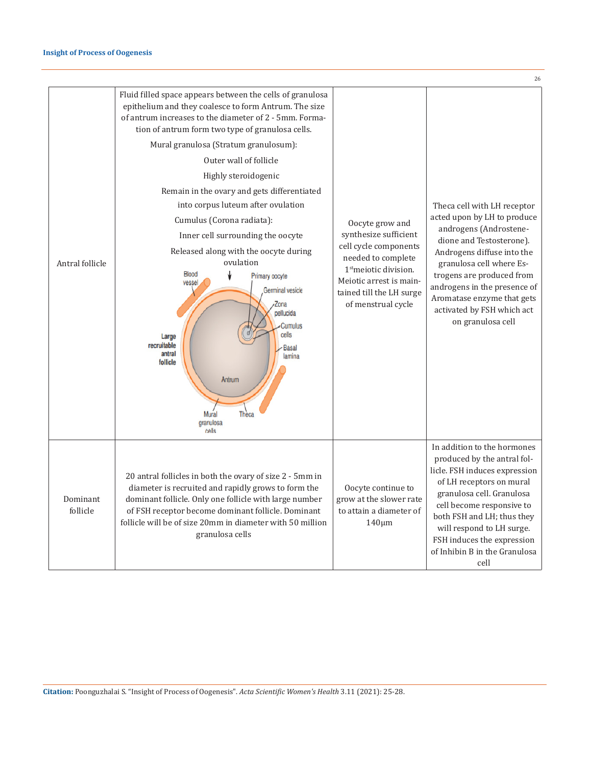| | | | |
|---|---|---|---|
| Antral follicle | Fluid filled space appears between the cells of granulosa epithelium and they coalesce to form Antrum. The size of antrum increases to the diameter of 2 - 5mm. Formation of antrum form two type of granulosa cells.<br>Mural granulosa (Stratum granulosum):<br>Outer wall of follicle<br>Highly steroidogenic<br>Remain in the ovary and gets differentiated into corpus luteum after ovulation<br>Cumulus (Corona radiata):<br>Inner cell surrounding the oocyte<br>Released along with the oocyte during ovulation | Oocyte grow and synthesize sufficient cell cycle components needed to complete 1st meiotic division. Meiotic arrest is maintained till the LH surge of menstrual cycle | Theca cell with LH receptor acted upon by LH to produce androgens (Androstenedione and Testosterone). Androgens diffuse into the granulosa cell where Estrogens are produced from androgens in the presence of Aromatase enzyme that gets activated by FSH which act on granulosa cell |
| Dominant follicle | 20 antral follicles in both the ovary of size 2 - 5mm in diameter is recruited and rapidly grows to form the dominant follicle. Only one follicle with large number of FSH receptor become dominant follicle. Dominant follicle will be of size 20mm in diameter with 50 million granulosa cells | Oocyte continue to grow at the slower rate to attain a diameter of 140μm | In addition to the hormones produced by the antral follicle. FSH induces expression of LH receptors on mural granulosa cell. Granulosa cell become responsive to both FSH and LH; thus they will respond to LH surge. FSH induces the expression of Inhibin B in the Granulosa cell |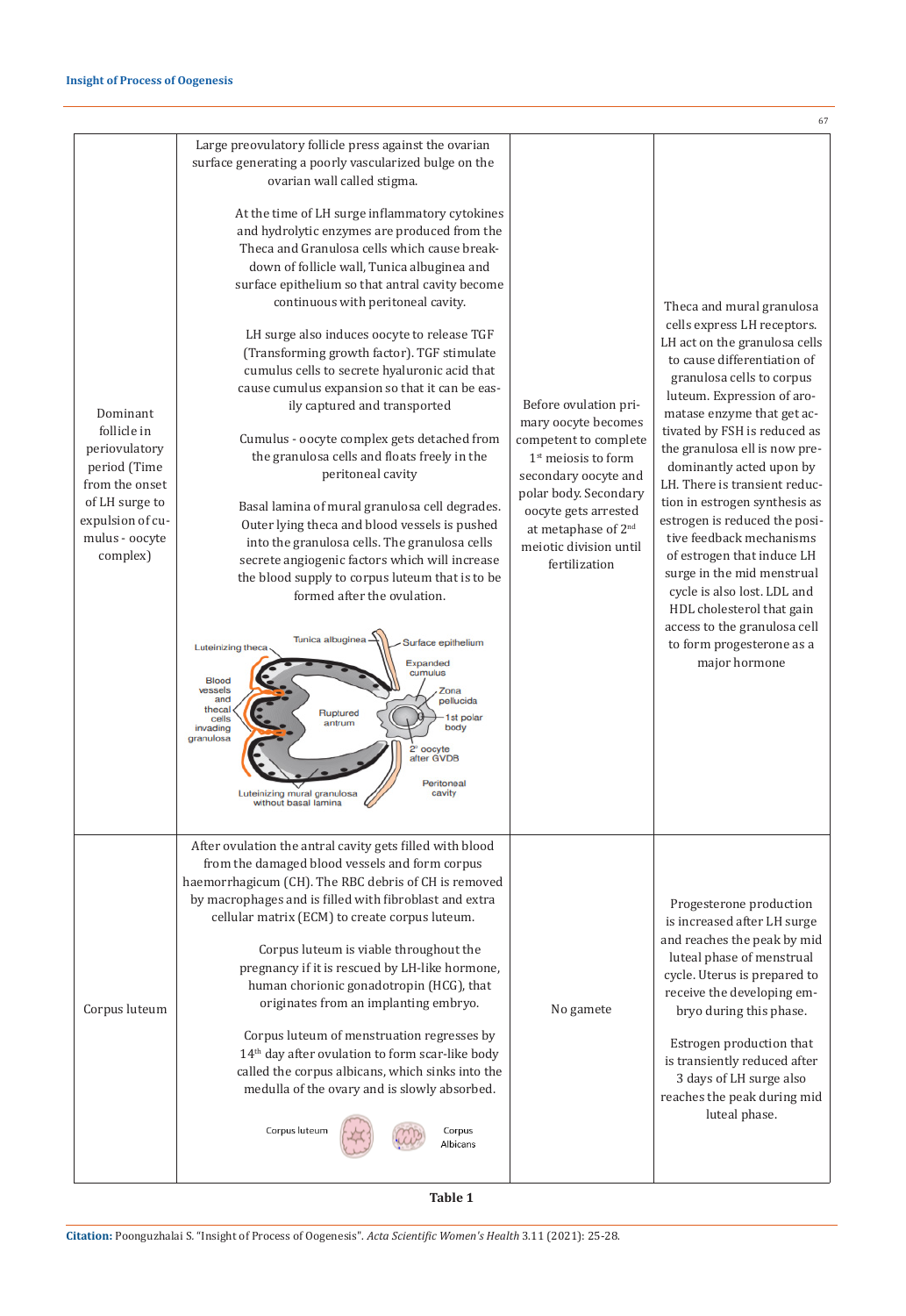| | | | |
|---|---|---|---|
| Dominant follicle in periovulatory period (Time from the onset of LH surge to expulsion of cumulus - oocyte complex) | Large preovulatory follicle press against the ovarian surface generating a poorly vascularized bulge on the ovarian wall called stigma.<br><br>At the time of LH surge inflammatory cytokines and hydrolytic enzymes are produced from the Theca and Granulosa cells which cause breakdown of follicle wall, Tunica albuginea and surface epithelium so that antral cavity become continuous with peritoneal cavity.<br><br>LH surge also induces oocyte to release TGF (Transforming growth factor). TGF stimulate cumulus cells to secrete hyaluronic acid that cause cumulus expansion so that it can be easily captured and transported<br><br>Cumulus - oocyte complex gets detached from the granulosa cells and floats freely in the peritoneal cavity<br><br>Basal lamina of mural granulosa cell degrades. Outer lying theca and blood vessels is pushed into the granulosa cells. The granulosa cells secrete angiogenic factors which will increase the blood supply to corpus luteum that is to be formed after the ovulation. | Before ovulation primary oocyte becomes competent to complete 1st meiosis to form secondary oocyte and polar body. Secondary oocyte gets arrested at metaphase of 2nd meiotic division until fertilization | Theca and mural granulosa cells express LH receptors. LH act on the granulosa cells to cause differentiation of granulosa cells to corpus luteum. Expression of aromatase enzyme that get activated by FSH is reduced as the granulosa ell is now predominantly acted upon by LH. There is transient reduction in estrogen synthesis as estrogen is reduced the positive feedback mechanisms of estrogen that induce LH surge in the mid menstrual cycle is also lost. LDL and HDL cholesterol that gain access to the granulosa cell to form progesterone as a major hormone |
| Corpus luteum | After ovulation the antral cavity gets filled with blood from the damaged blood vessels and form corpus haemorrhagicum (CH). The RBC debris of CH is removed by macrophages and is filled with fibroblast and extra cellular matrix (ECM) to create corpus luteum.<br><br>Corpus luteum is viable throughout the pregnancy if it is rescued by LH-like hormone, human chorionic gonadotropin (HCG), that originates from an implanting embryo.<br><br>Corpus luteum of menstruation regresses by 14th day after ovulation to form scar-like body called the corpus albicans, which sinks into the medulla of the ovary and is slowly absorbed. | No gamete | Progesterone production is increased after LH surge and reaches the peak by mid luteal phase of menstrual cycle. Uterus is prepared to receive the developing embryo during this phase.<br><br>Estrogen production that is transiently reduced after 3 days of LH surge also reaches the peak during mid luteal phase. |

**Table 1**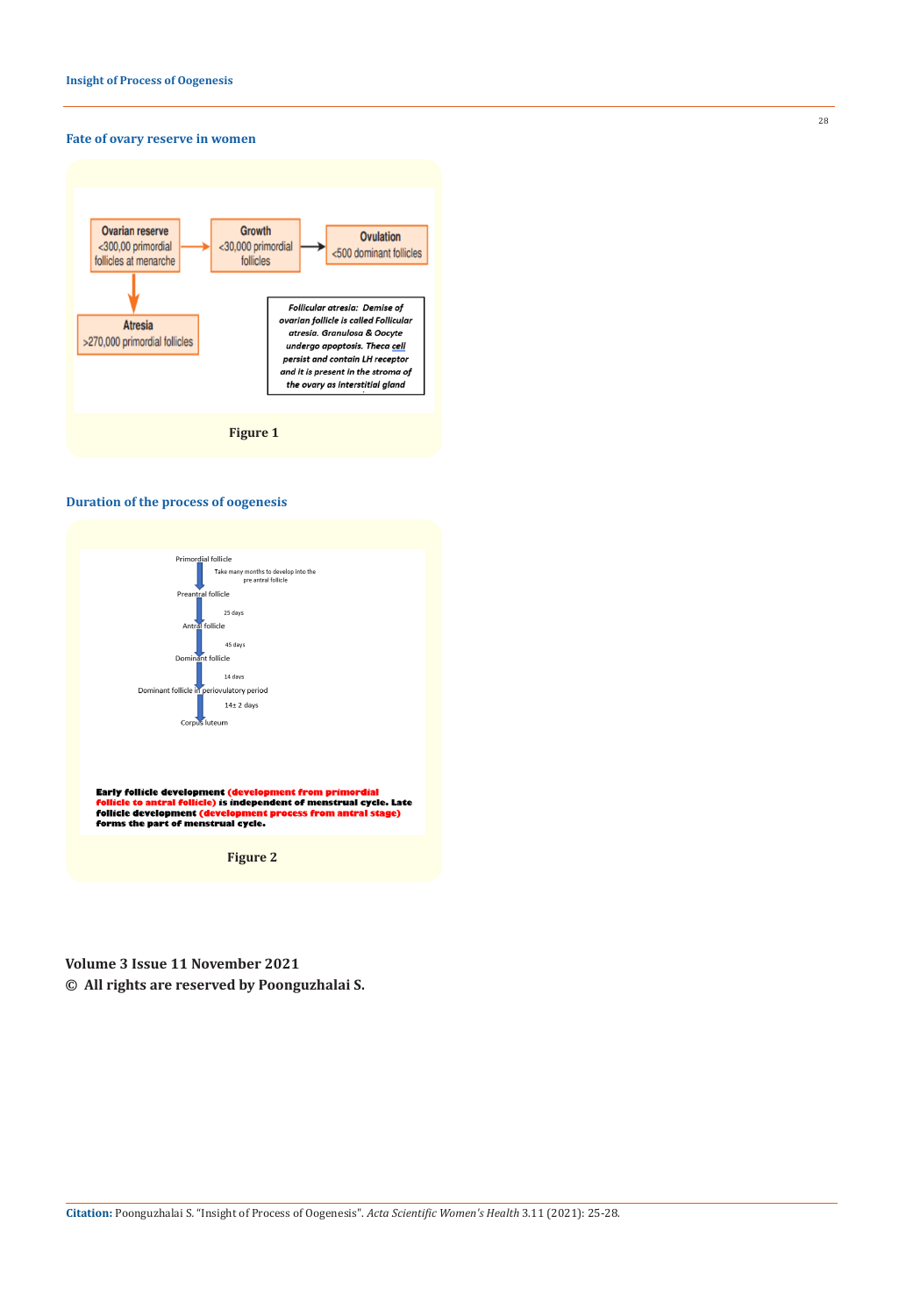## Fate of ovary reserve in women

Ovarian reserve
<300,00 primordial follicles at menarche

Growth
<30,000 primordial follicles

Ovulation
<500 dominant follicles

Atresia
>270,000 primordial follicles

*Follicular atresia: Demise of ovarian follicle is called Follicular atresia. Granulosa & Oocyte undergo apoptosis. Theca cell persist and contain LH receptor and it is present in the stroma of the ovary as interstitial gland*

**Figure 1**

## Duration of the process of oogenesis

Primordial follicle

Take many months to develop into the pre antral follicle

Preantral follicle

25 days

Antral follicle

45 days

Dominant follicle

14 days

Dominant follicle in periovulatory period

14± 2 days

Corpus luteum

**Early follicle development (development from primordial follicle to antral follicle) is independent of menstrual cycle. Late follicle development (development process from antral stage) forms the part of menstrual cycle.**

**Figure 2**

**Volume 3 Issue 11 November 2021**
**© All rights are reserved by Poonguzhalai S.**